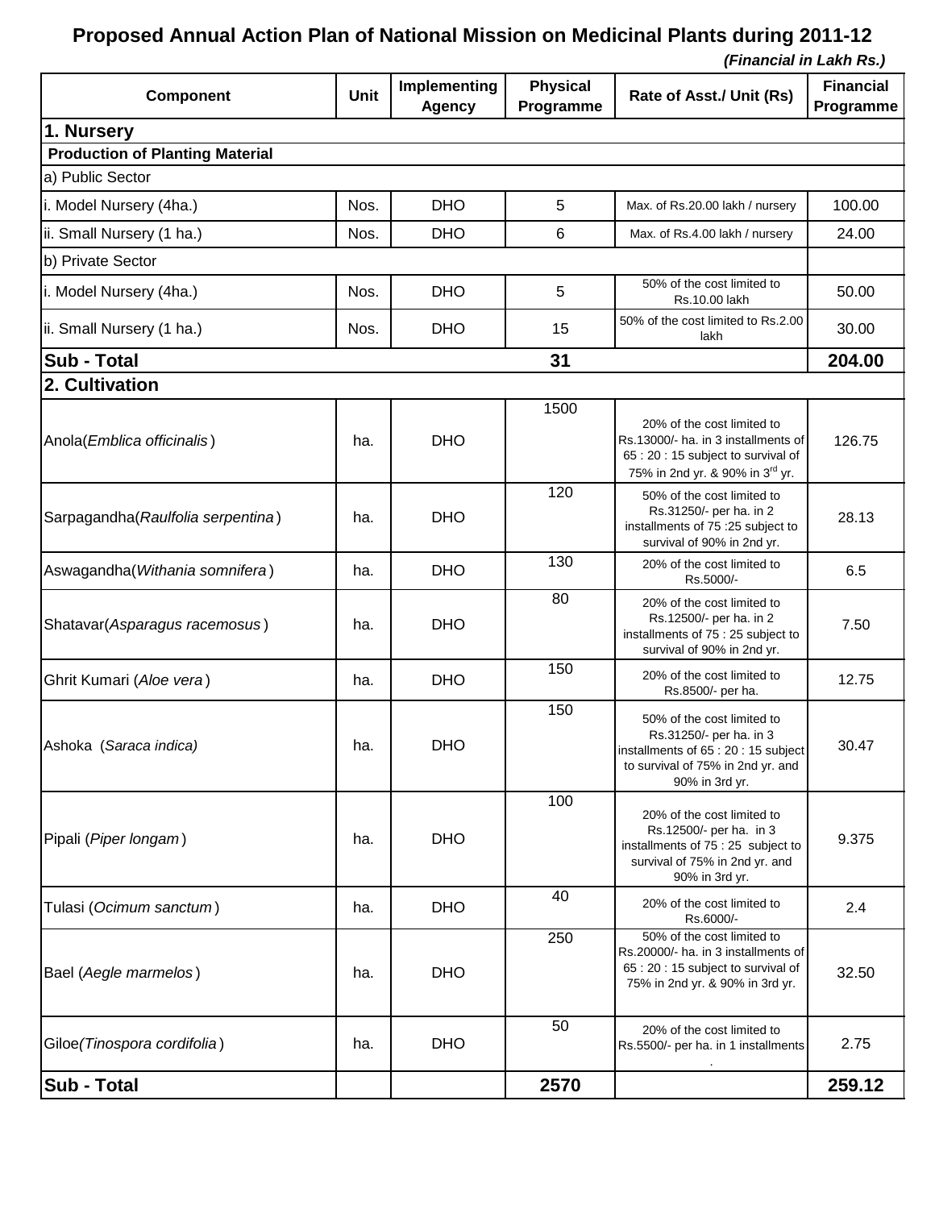# Proposed Annual Action Plan of National Mission on Medicinal Plants during 2011-12

***(Financial in Lakh Rs.)***

| Component | Unit | Implementing Agency | Physical Programme | Rate of Asst./ Unit (Rs) | Financial Programme |
|---|---|---|---|---|---|
| **1. Nursery** | | | | | |
| **Production of Planting Material** | | | | | |
| a) Public Sector | | | | | |
| i. Model Nursery (4ha.) | Nos. | DHO | 5 | Max. of Rs.20.00 lakh / nursery | 100.00 |
| ii. Small Nursery (1 ha.) | Nos. | DHO | 6 | Max. of Rs.4.00 lakh / nursery | 24.00 |
| b) Private Sector | | | | | |
| i. Model Nursery (4ha.) | Nos. | DHO | 5 | 50% of the cost limited to Rs.10.00 lakh | 50.00 |
| ii. Small Nursery (1 ha.) | Nos. | DHO | 15 | 50% of the cost limited to Rs.2.00 lakh | 30.00 |
| **Sub - Total** | | | **31** | | **204.00** |
| **2. Cultivation** | | | | | |
| Anola(*Emblica officinalis*) | ha. | DHO | 1500 | 20% of the cost limited to Rs.13000/- ha. in 3 installments of 65 : 20 : 15 subject to survival of 75% in 2nd yr. & 90% in 3rd yr. | 126.75 |
| Sarpagandha(*Raulfolia serpentina*) | ha. | DHO | 120 | 50% of the cost limited to Rs.31250/- per ha. in 2 installments of 75 :25 subject to survival of 90% in 2nd yr. | 28.13 |
| Aswagandha(*Withania somnifera*) | ha. | DHO | 130 | 20% of the cost limited to Rs.5000/- | 6.5 |
| Shatavar(*Asparagus racemosus*) | ha. | DHO | 80 | 20% of the cost limited to Rs.12500/- per ha. in 2 installments of 75 : 25 subject to survival of 90% in 2nd yr. | 7.50 |
| Ghrit Kumari (*Aloe vera*) | ha. | DHO | 150 | 20% of the cost limited to Rs.8500/- per ha. | 12.75 |
| Ashoka (*Saraca indica)* | ha. | DHO | 150 | 50% of the cost limited to Rs.31250/- per ha. in 3 installments of 65 : 20 : 15 subject to survival of 75% in 2nd yr. and 90% in 3rd yr. | 30.47 |
| Pipali (*Piper longam*) | ha. | DHO | 100 | 20% of the cost limited to Rs.12500/- per ha. in 3 installments of 75 : 25 subject to survival of 75% in 2nd yr. and 90% in 3rd yr. | 9.375 |
| Tulasi (*Ocimum sanctum*) | ha. | DHO | 40 | 20% of the cost limited to Rs.6000/- | 2.4 |
| Bael (*Aegle marmelos*) | ha. | DHO | 250 | 50% of the cost limited to Rs.20000/- ha. in 3 installments of 65 : 20 : 15 subject to survival of 75% in 2nd yr. & 90% in 3rd yr. | 32.50 |
| Giloe(*Tinospora cordifolia*) | ha. | DHO | 50 | 20% of the cost limited to Rs.5500/- per ha. in 1 installments . | 2.75 |
| **Sub - Total** | | | **2570** | | **259.12** |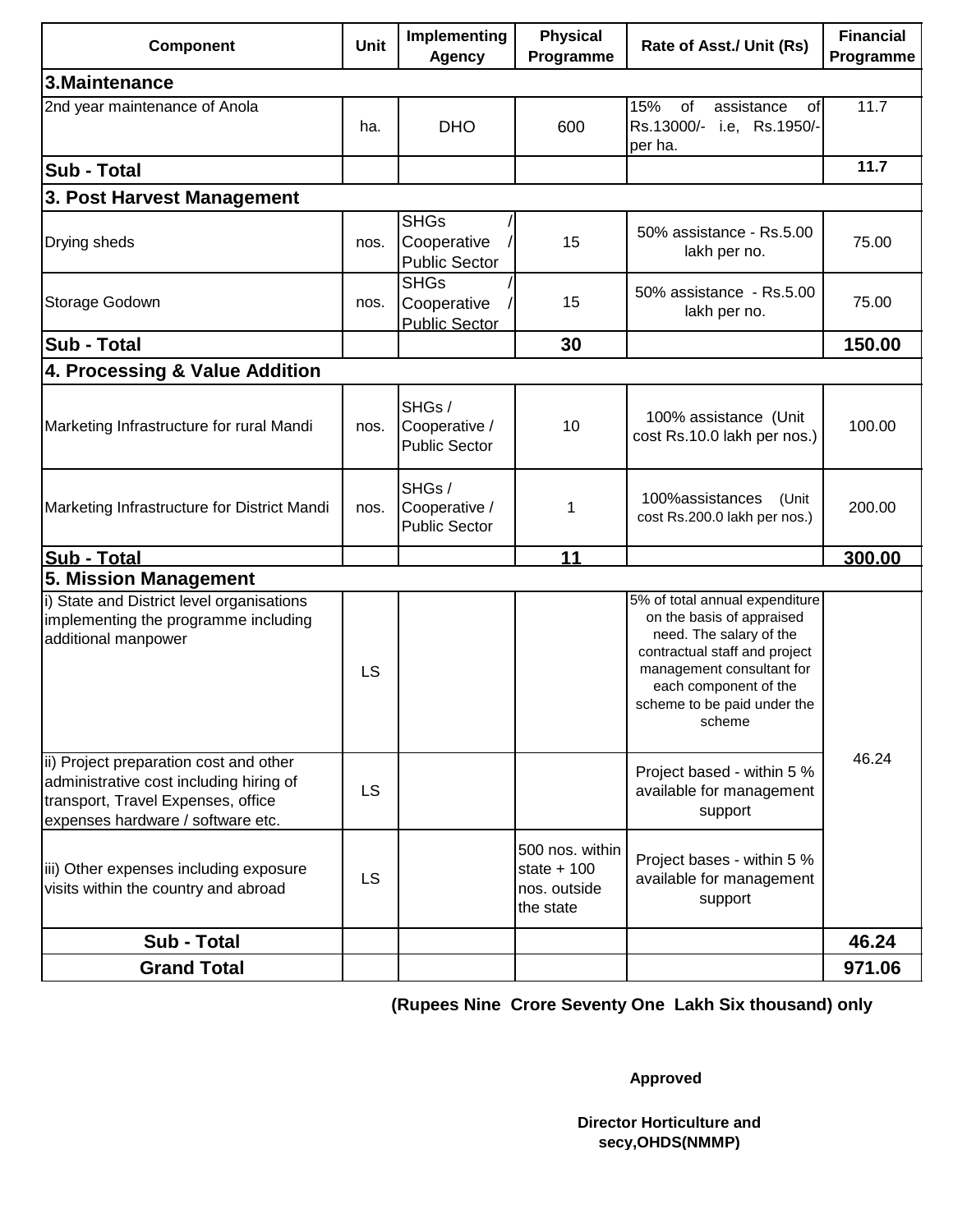| Component | Unit | Implementing Agency | Physical Programme | Rate of Asst./ Unit (Rs) | Financial Programme |
|---|---|---|---|---|---|
| **3.Maintenance** | | | | | |
| 2nd year maintenance of Anola | ha. | DHO | 600 | 15% of assistance of Rs.13000/- i.e, Rs.1950/- per ha. | 11.7 |
| **Sub - Total** | | | | | **11.7** |
| **3. Post Harvest Management** | | | | | |
| Drying sheds | nos. | SHGs / Cooperative / Public Sector | 15 | 50% assistance - Rs.5.00 lakh per no. | 75.00 |
| Storage Godown | nos. | SHGs / Cooperative / Public Sector | 15 | 50% assistance - Rs.5.00 lakh per no. | 75.00 |
| **Sub - Total** | | | **30** | | **150.00** |
| **4. Processing & Value Addition** | | | | | |
| Marketing Infrastructure for rural Mandi | nos. | SHGs / Cooperative / Public Sector | 10 | 100% assistance (Unit cost Rs.10.0 lakh per nos.) | 100.00 |
| Marketing Infrastructure for District Mandi | nos. | SHGs / Cooperative / Public Sector | 1 | 100%assistances (Unit cost Rs.200.0 lakh per nos.) | 200.00 |
| **Sub - Total** | | | **11** | | **300.00** |
| **5. Mission Management** | | | | | |
| i) State and District level organisations implementing the programme including additional manpower | LS | | | 5% of total annual expenditure on the basis of appraised need. The salary of the contractual staff and project management consultant for each component of the scheme to be paid under the scheme | 46.24 |
| ii) Project preparation cost and other administrative cost including hiring of transport, Travel Expenses, office expenses hardware / software etc. | LS | | | Project based - within 5 % available for management support | |
| iii) Other expenses including exposure visits within the country and abroad | LS | | 500 nos. within state + 100 nos. outside the state | Project bases - within 5 % available for management support | |
| **Sub - Total** | | | | | **46.24** |
| **Grand Total** | | | | | **971.06** |

**(Rupees Nine Crore Seventy One Lakh Six thousand) only**

**Approved**

**Director Horticulture and secy,OHDS(NMMP)**